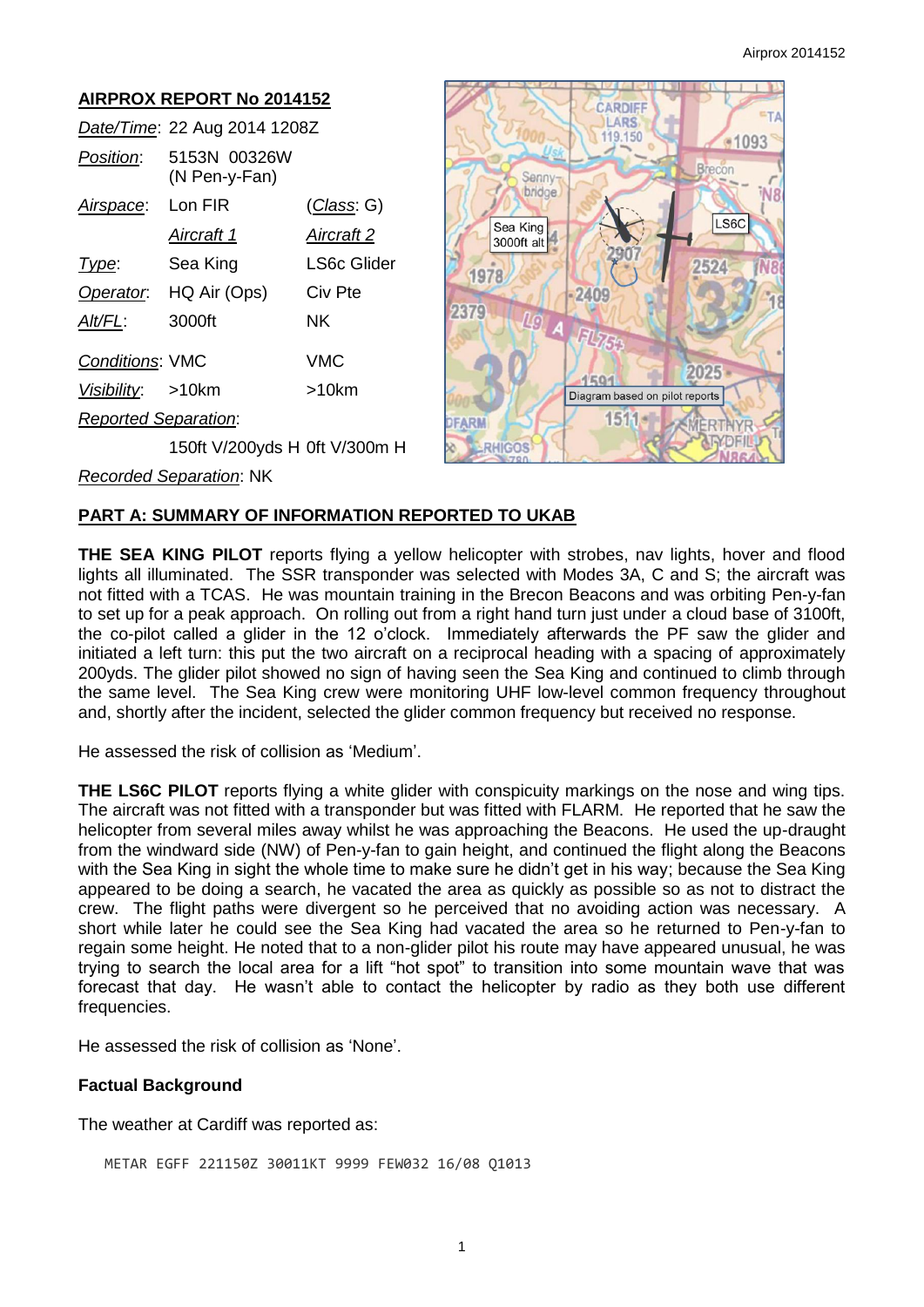## AIRPROX REPORT No 2014152

| | | |
|---|---|---|
| *Date/Time*: | 22 Aug 2014 1208Z | |
| *Position*: | 5153N 00326W (N Pen-y-Fan) | |
| *Airspace*: | Lon FIR | (*Class*: G) |
| | *Aircraft 1* | *Aircraft 2* |
| *Type*: | Sea King | LS6c Glider |
| *Operator*: | HQ Air (Ops) | Civ Pte |
| *Alt/FL*: | 3000ft | NK |
| *Conditions*: | VMC | VMC |
| *Visibility*: | >10km | >10km |
| *Reported Separation*: | | |
| | 150ft V/200yds H | 0ft V/300m H |
| *Recorded Separation*: | NK | |

Diagram based on pilot reports

## PART A: SUMMARY OF INFORMATION REPORTED TO UKAB

**THE SEA KING PILOT** reports flying a yellow helicopter with strobes, nav lights, hover and flood lights all illuminated. The SSR transponder was selected with Modes 3A, C and S; the aircraft was not fitted with a TCAS. He was mountain training in the Brecon Beacons and was orbiting Pen-y-fan to set up for a peak approach. On rolling out from a right hand turn just under a cloud base of 3100ft, the co-pilot called a glider in the 12 o'clock. Immediately afterwards the PF saw the glider and initiated a left turn: this put the two aircraft on a reciprocal heading with a spacing of approximately 200yds. The glider pilot showed no sign of having seen the Sea King and continued to climb through the same level. The Sea King crew were monitoring UHF low-level common frequency throughout and, shortly after the incident, selected the glider common frequency but received no response.

He assessed the risk of collision as 'Medium'.

**THE LS6C PILOT** reports flying a white glider with conspicuity markings on the nose and wing tips. The aircraft was not fitted with a transponder but was fitted with FLARM. He reported that he saw the helicopter from several miles away whilst he was approaching the Beacons. He used the up-draught from the windward side (NW) of Pen-y-fan to gain height, and continued the flight along the Beacons with the Sea King in sight the whole time to make sure he didn't get in his way; because the Sea King appeared to be doing a search, he vacated the area as quickly as possible so as not to distract the crew. The flight paths were divergent so he perceived that no avoiding action was necessary. A short while later he could see the Sea King had vacated the area so he returned to Pen-y-fan to regain some height. He noted that to a non-glider pilot his route may have appeared unusual, he was trying to search the local area for a lift "hot spot" to transition into some mountain wave that was forecast that day. He wasn't able to contact the helicopter by radio as they both use different frequencies.

He assessed the risk of collision as 'None'.

### Factual Background

The weather at Cardiff was reported as:

```
METAR EGFF 221150Z 30011KT 9999 FEW032 16/08 Q1013
```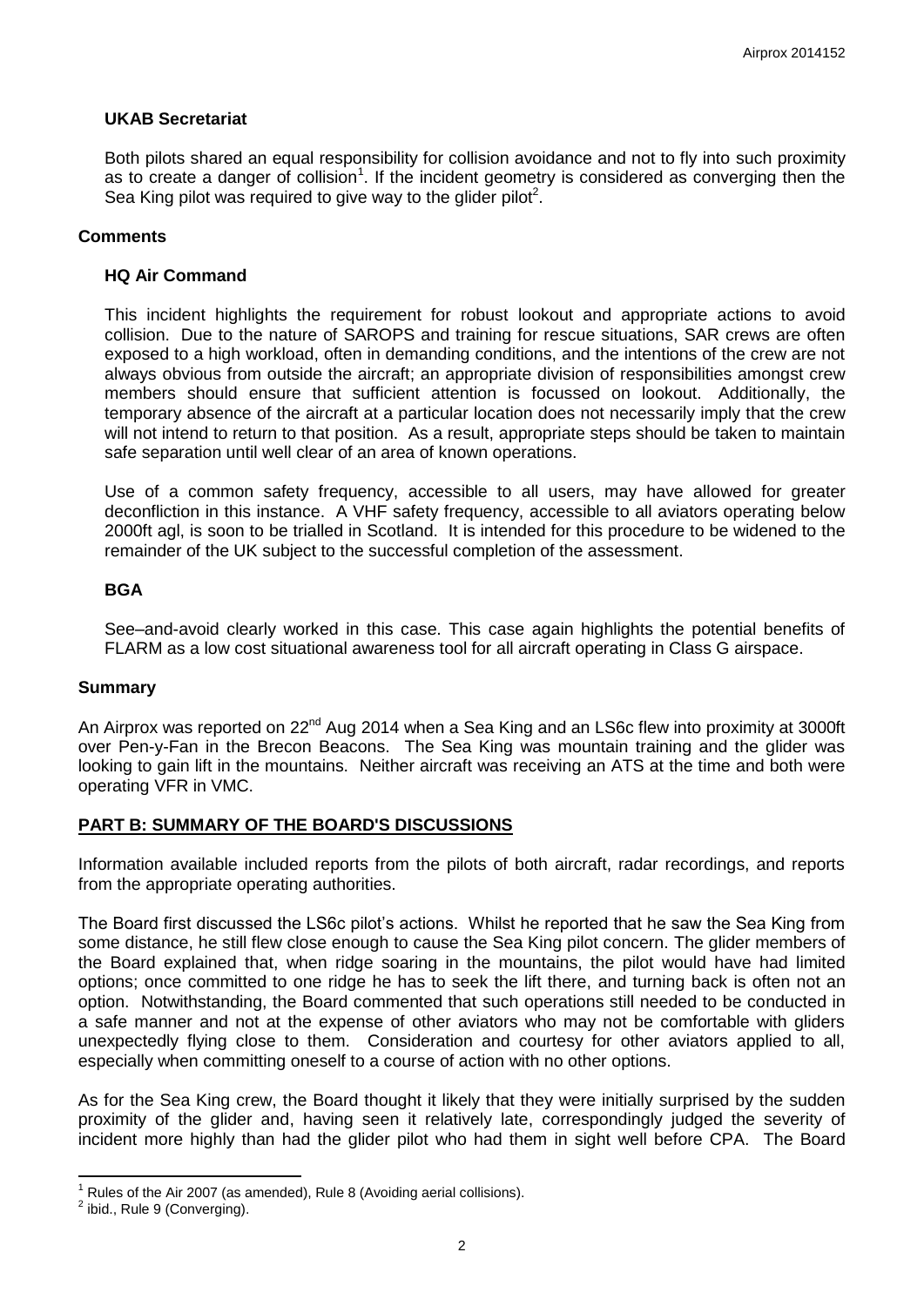### UKAB Secretariat

Both pilots shared an equal responsibility for collision avoidance and not to fly into such proximity as to create a danger of collision[1]. If the incident geometry is considered as converging then the Sea King pilot was required to give way to the glider pilot[2].

## Comments

### HQ Air Command

This incident highlights the requirement for robust lookout and appropriate actions to avoid collision. Due to the nature of SAROPS and training for rescue situations, SAR crews are often exposed to a high workload, often in demanding conditions, and the intentions of the crew are not always obvious from outside the aircraft; an appropriate division of responsibilities amongst crew members should ensure that sufficient attention is focussed on lookout. Additionally, the temporary absence of the aircraft at a particular location does not necessarily imply that the crew will not intend to return to that position. As a result, appropriate steps should be taken to maintain safe separation until well clear of an area of known operations.

Use of a common safety frequency, accessible to all users, may have allowed for greater deconfliction in this instance. A VHF safety frequency, accessible to all aviators operating below 2000ft agl, is soon to be trialled in Scotland. It is intended for this procedure to be widened to the remainder of the UK subject to the successful completion of the assessment.

### BGA

See–and-avoid clearly worked in this case. This case again highlights the potential benefits of FLARM as a low cost situational awareness tool for all aircraft operating in Class G airspace.

## Summary

An Airprox was reported on 22nd Aug 2014 when a Sea King and an LS6c flew into proximity at 3000ft over Pen-y-Fan in the Brecon Beacons. The Sea King was mountain training and the glider was looking to gain lift in the mountains. Neither aircraft was receiving an ATS at the time and both were operating VFR in VMC.

## PART B: SUMMARY OF THE BOARD'S DISCUSSIONS

Information available included reports from the pilots of both aircraft, radar recordings, and reports from the appropriate operating authorities.

The Board first discussed the LS6c pilot's actions. Whilst he reported that he saw the Sea King from some distance, he still flew close enough to cause the Sea King pilot concern. The glider members of the Board explained that, when ridge soaring in the mountains, the pilot would have had limited options; once committed to one ridge he has to seek the lift there, and turning back is often not an option. Notwithstanding, the Board commented that such operations still needed to be conducted in a safe manner and not at the expense of other aviators who may not be comfortable with gliders unexpectedly flying close to them. Consideration and courtesy for other aviators applied to all, especially when committing oneself to a course of action with no other options.

As for the Sea King crew, the Board thought it likely that they were initially surprised by the sudden proximity of the glider and, having seen it relatively late, correspondingly judged the severity of incident more highly than had the glider pilot who had them in sight well before CPA. The Board

[1] Rules of the Air 2007 (as amended), Rule 8 (Avoiding aerial collisions).

[2] ibid., Rule 9 (Converging).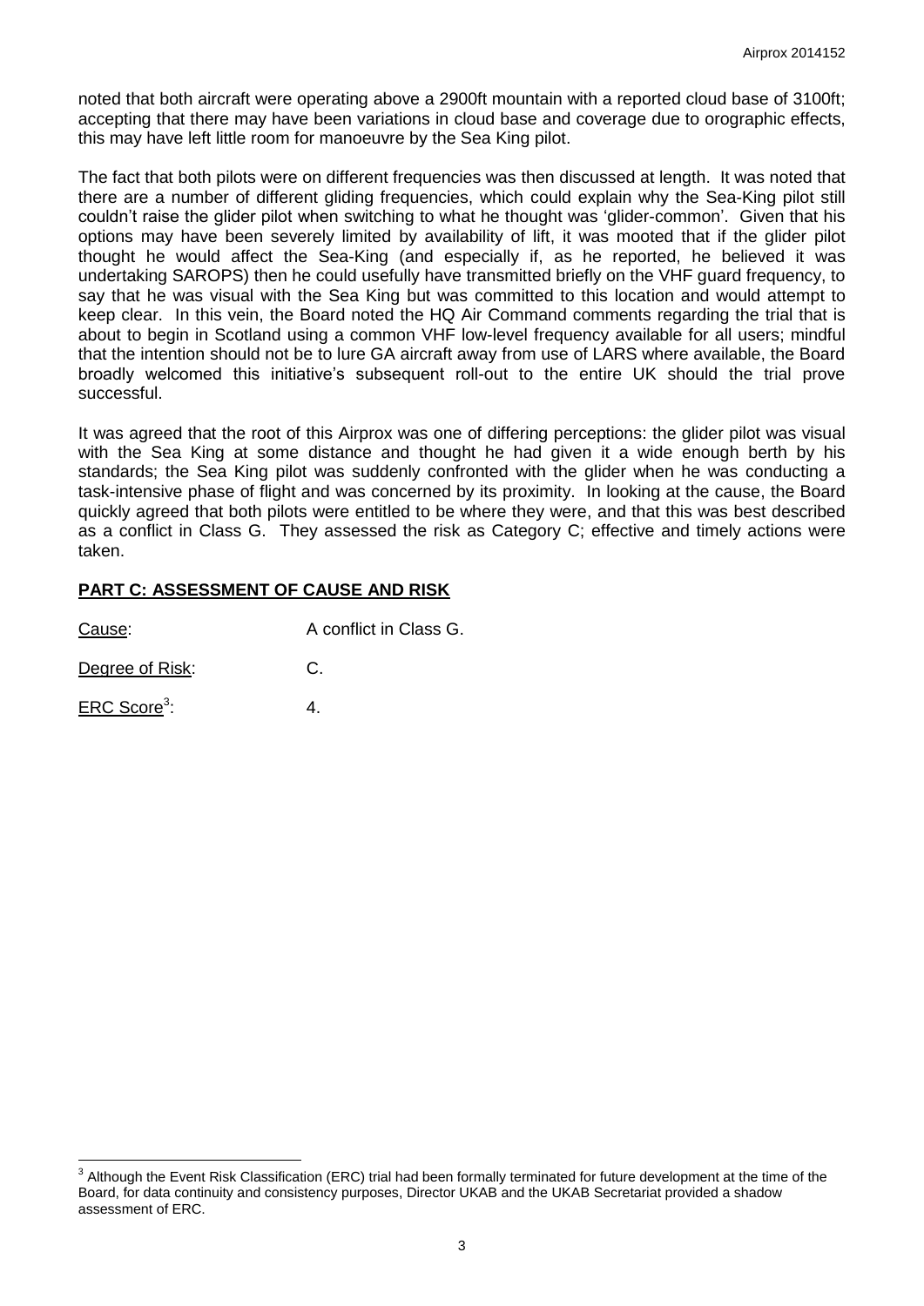noted that both aircraft were operating above a 2900ft mountain with a reported cloud base of 3100ft; accepting that there may have been variations in cloud base and coverage due to orographic effects, this may have left little room for manoeuvre by the Sea King pilot.

The fact that both pilots were on different frequencies was then discussed at length. It was noted that there are a number of different gliding frequencies, which could explain why the Sea-King pilot still couldn't raise the glider pilot when switching to what he thought was 'glider-common'. Given that his options may have been severely limited by availability of lift, it was mooted that if the glider pilot thought he would affect the Sea-King (and especially if, as he reported, he believed it was undertaking SAROPS) then he could usefully have transmitted briefly on the VHF guard frequency, to say that he was visual with the Sea King but was committed to this location and would attempt to keep clear. In this vein, the Board noted the HQ Air Command comments regarding the trial that is about to begin in Scotland using a common VHF low-level frequency available for all users; mindful that the intention should not be to lure GA aircraft away from use of LARS where available, the Board broadly welcomed this initiative's subsequent roll-out to the entire UK should the trial prove successful.

It was agreed that the root of this Airprox was one of differing perceptions: the glider pilot was visual with the Sea King at some distance and thought he had given it a wide enough berth by his standards; the Sea King pilot was suddenly confronted with the glider when he was conducting a task-intensive phase of flight and was concerned by its proximity. In looking at the cause, the Board quickly agreed that both pilots were entitled to be where they were, and that this was best described as a conflict in Class G. They assessed the risk as Category C; effective and timely actions were taken.

## PART C: ASSESSMENT OF CAUSE AND RISK

Cause: A conflict in Class G.

Degree of Risk: C.

ERC Score[3]: 4.

[3] Although the Event Risk Classification (ERC) trial had been formally terminated for future development at the time of the Board, for data continuity and consistency purposes, Director UKAB and the UKAB Secretariat provided a shadow assessment of ERC.